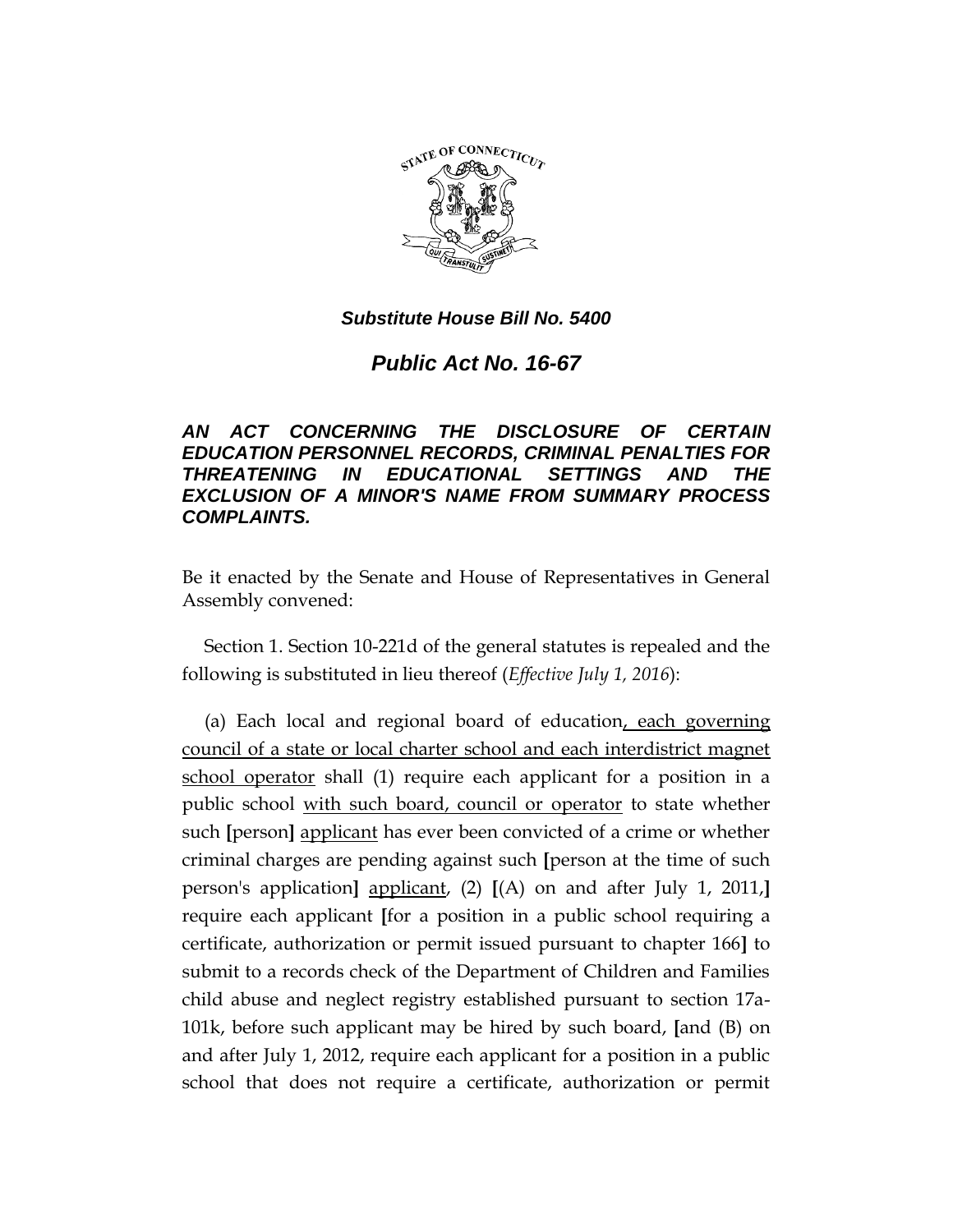***Substitute House Bill No. 5400***

# ***Public Act No. 16-67***

***AN ACT CONCERNING THE DISCLOSURE OF CERTAIN EDUCATION PERSONNEL RECORDS, CRIMINAL PENALTIES FOR THREATENING IN EDUCATIONAL SETTINGS AND THE EXCLUSION OF A MINOR'S NAME FROM SUMMARY PROCESS COMPLAINTS.***

Be it enacted by the Senate and House of Representatives in General Assembly convened:

Section 1. Section 10-221d of the general statutes is repealed and the following is substituted in lieu thereof (*Effective July 1, 2016*):

(a) Each local and regional board of education, each governing council of a state or local charter school and each interdistrict magnet school operator shall (1) require each applicant for a position in a public school with such board, council or operator to state whether such **[**person**]** applicant has ever been convicted of a crime or whether criminal charges are pending against such **[**person at the time of such person's application**]** applicant, (2) **[**(A) on and after July 1, 2011,**]** require each applicant **[**for a position in a public school requiring a certificate, authorization or permit issued pursuant to chapter 166**]** to submit to a records check of the Department of Children and Families child abuse and neglect registry established pursuant to section 17a-101k, before such applicant may be hired by such board, **[**and (B) on and after July 1, 2012, require each applicant for a position in a public school that does not require a certificate, authorization or permit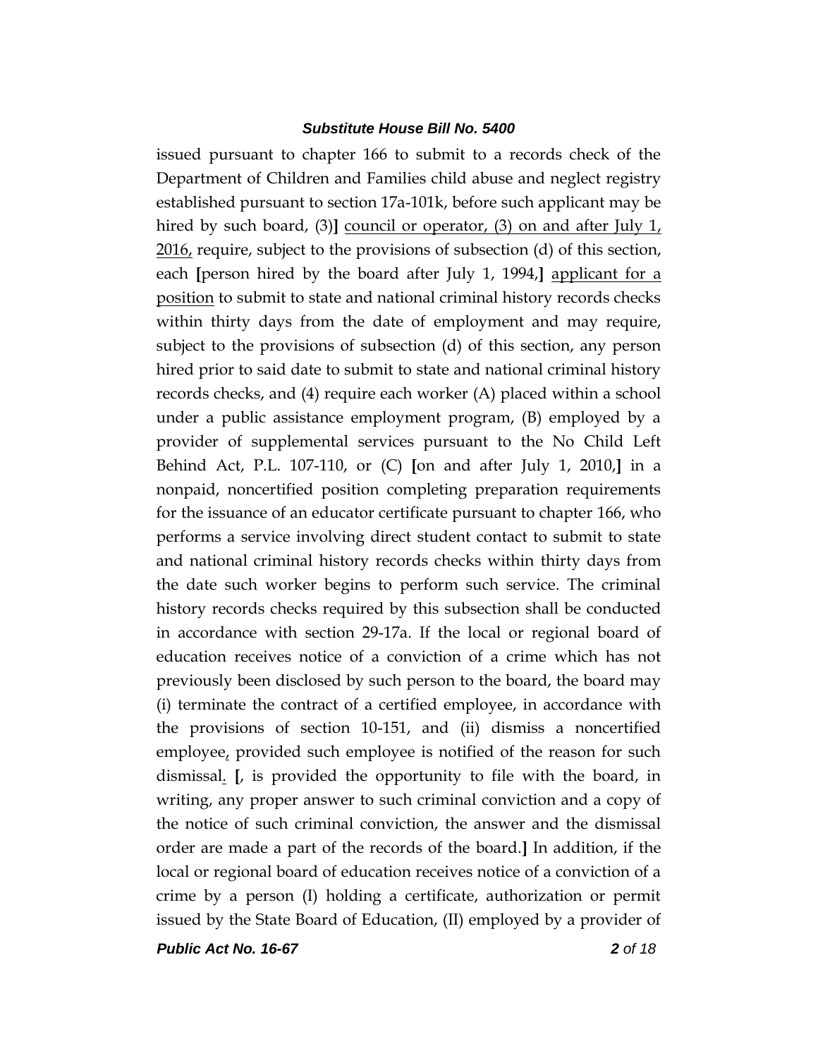issued pursuant to chapter 166 to submit to a records check of the Department of Children and Families child abuse and neglect registry established pursuant to section 17a-101k, before such applicant may be hired by such board, (3)] council or operator, (3) on and after July 1, 2016, require, subject to the provisions of subsection (d) of this section, each [person hired by the board after July 1, 1994,] applicant for a position to submit to state and national criminal history records checks within thirty days from the date of employment and may require, subject to the provisions of subsection (d) of this section, any person hired prior to said date to submit to state and national criminal history records checks, and (4) require each worker (A) placed within a school under a public assistance employment program, (B) employed by a provider of supplemental services pursuant to the No Child Left Behind Act, P.L. 107-110, or (C) [on and after July 1, 2010,] in a nonpaid, noncertified position completing preparation requirements for the issuance of an educator certificate pursuant to chapter 166, who performs a service involving direct student contact to submit to state and national criminal history records checks within thirty days from the date such worker begins to perform such service. The criminal history records checks required by this subsection shall be conducted in accordance with section 29-17a. If the local or regional board of education receives notice of a conviction of a crime which has not previously been disclosed by such person to the board, the board may (i) terminate the contract of a certified employee, in accordance with the provisions of section 10-151, and (ii) dismiss a noncertified employee, provided such employee is notified of the reason for such dismissal. [, is provided the opportunity to file with the board, in writing, any proper answer to such criminal conviction and a copy of the notice of such criminal conviction, the answer and the dismissal order are made a part of the records of the board.] In addition, if the local or regional board of education receives notice of a conviction of a crime by a person (I) holding a certificate, authorization or permit issued by the State Board of Education, (II) employed by a provider of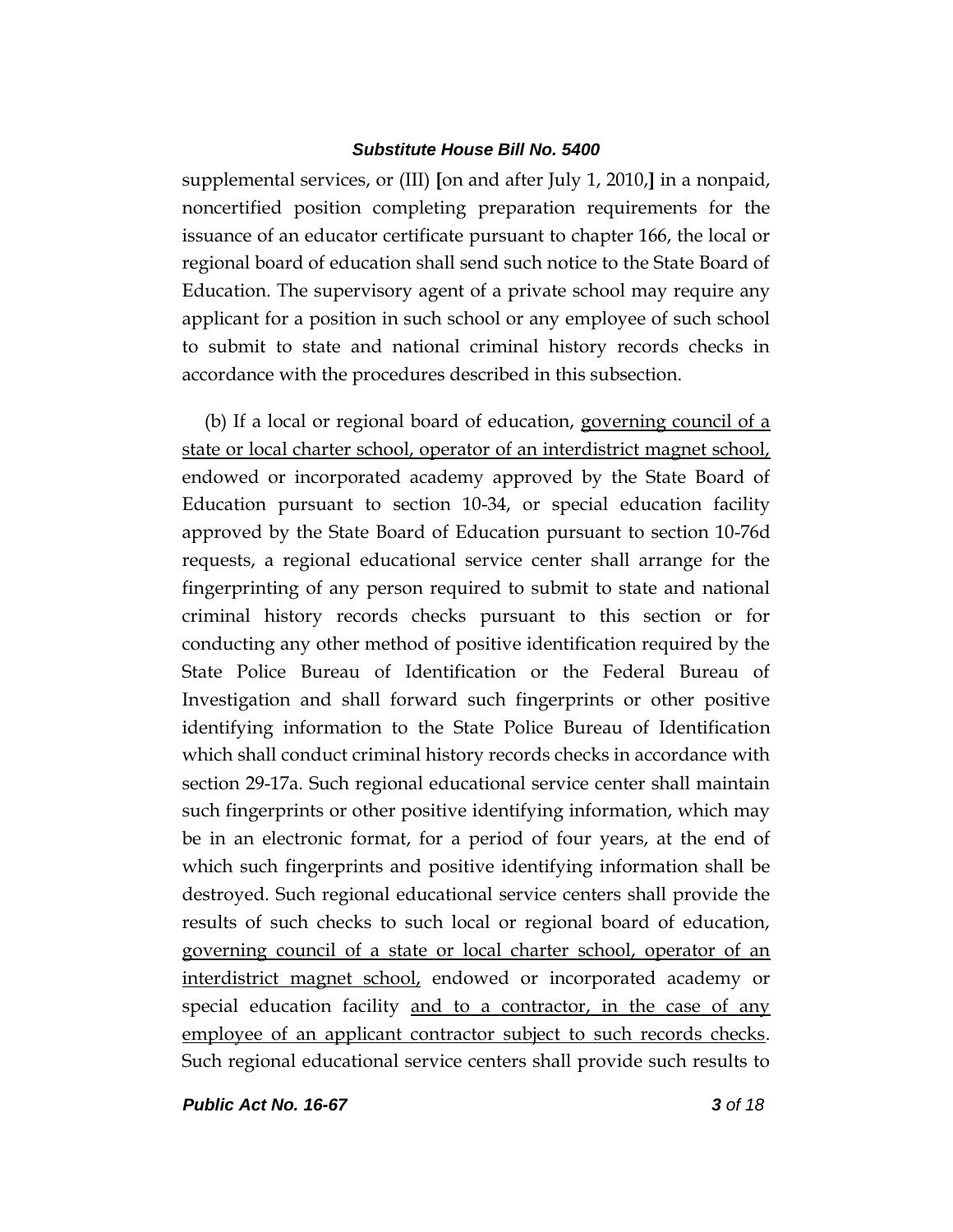supplemental services, or (III) [on and after July 1, 2010,] in a nonpaid, noncertified position completing preparation requirements for the issuance of an educator certificate pursuant to chapter 166, the local or regional board of education shall send such notice to the State Board of Education. The supervisory agent of a private school may require any applicant for a position in such school or any employee of such school to submit to state and national criminal history records checks in accordance with the procedures described in this subsection.

(b) If a local or regional board of education, <u>governing council of a state or local charter school, operator of an interdistrict magnet school,</u> endowed or incorporated academy approved by the State Board of Education pursuant to section 10-34, or special education facility approved by the State Board of Education pursuant to section 10-76d requests, a regional educational service center shall arrange for the fingerprinting of any person required to submit to state and national criminal history records checks pursuant to this section or for conducting any other method of positive identification required by the State Police Bureau of Identification or the Federal Bureau of Investigation and shall forward such fingerprints or other positive identifying information to the State Police Bureau of Identification which shall conduct criminal history records checks in accordance with section 29-17a. Such regional educational service center shall maintain such fingerprints or other positive identifying information, which may be in an electronic format, for a period of four years, at the end of which such fingerprints and positive identifying information shall be destroyed. Such regional educational service centers shall provide the results of such checks to such local or regional board of education, <u>governing council of a state or local charter school, operator of an interdistrict magnet school,</u> endowed or incorporated academy or special education facility <u>and to a contractor, in the case of any employee of an applicant contractor subject to such records checks</u>. Such regional educational service centers shall provide such results to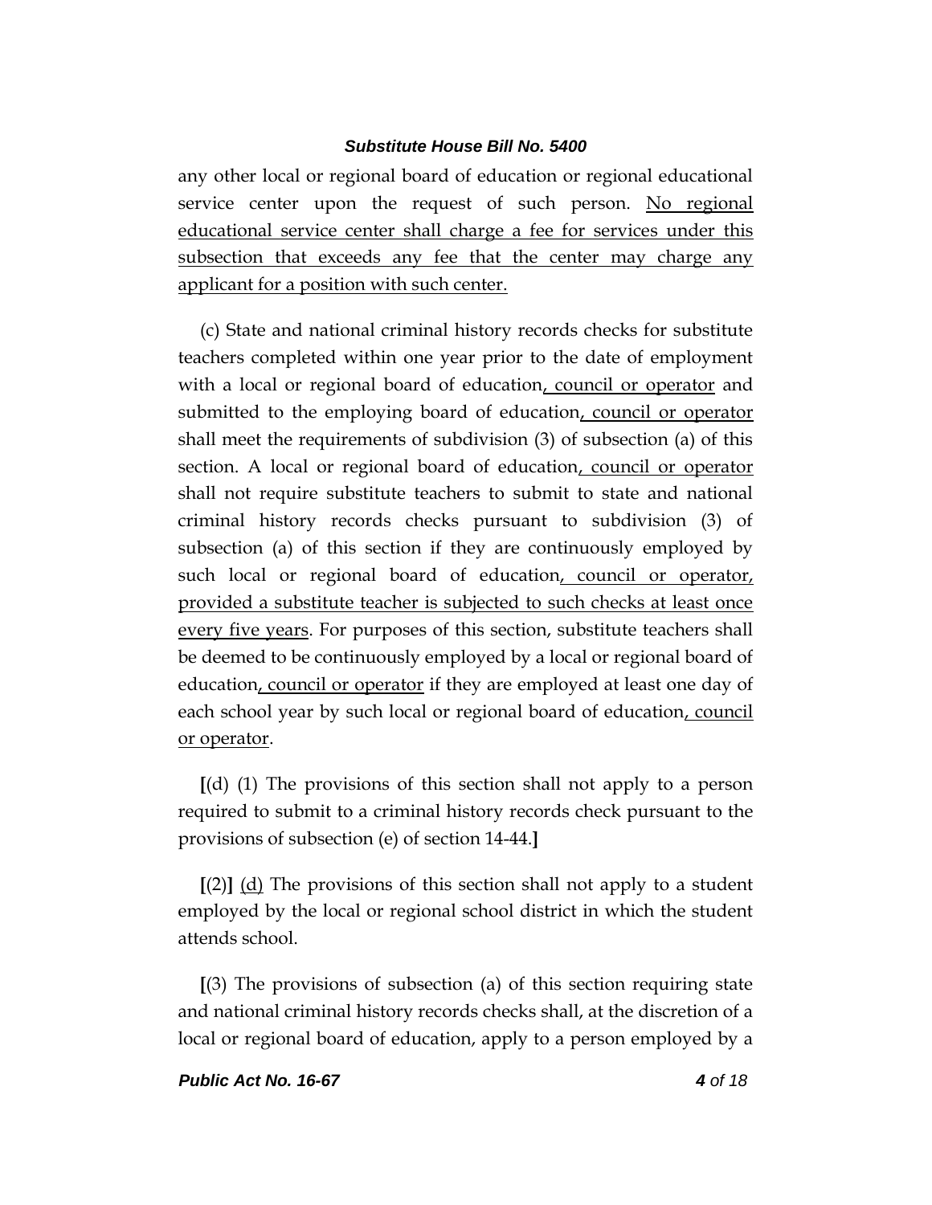any other local or regional board of education or regional educational service center upon the request of such person. No regional educational service center shall charge a fee for services under this subsection that exceeds any fee that the center may charge any applicant for a position with such center.

(c) State and national criminal history records checks for substitute teachers completed within one year prior to the date of employment with a local or regional board of education, council or operator and submitted to the employing board of education, council or operator shall meet the requirements of subdivision (3) of subsection (a) of this section. A local or regional board of education, council or operator shall not require substitute teachers to submit to state and national criminal history records checks pursuant to subdivision (3) of subsection (a) of this section if they are continuously employed by such local or regional board of education, council or operator, provided a substitute teacher is subjected to such checks at least once every five years. For purposes of this section, substitute teachers shall be deemed to be continuously employed by a local or regional board of education, council or operator if they are employed at least one day of each school year by such local or regional board of education, council or operator.

**[**(d) (1) The provisions of this section shall not apply to a person required to submit to a criminal history records check pursuant to the provisions of subsection (e) of section 14-44.**]**

**[**(2)**]** (d) The provisions of this section shall not apply to a student employed by the local or regional school district in which the student attends school.

**[**(3) The provisions of subsection (a) of this section requiring state and national criminal history records checks shall, at the discretion of a local or regional board of education, apply to a person employed by a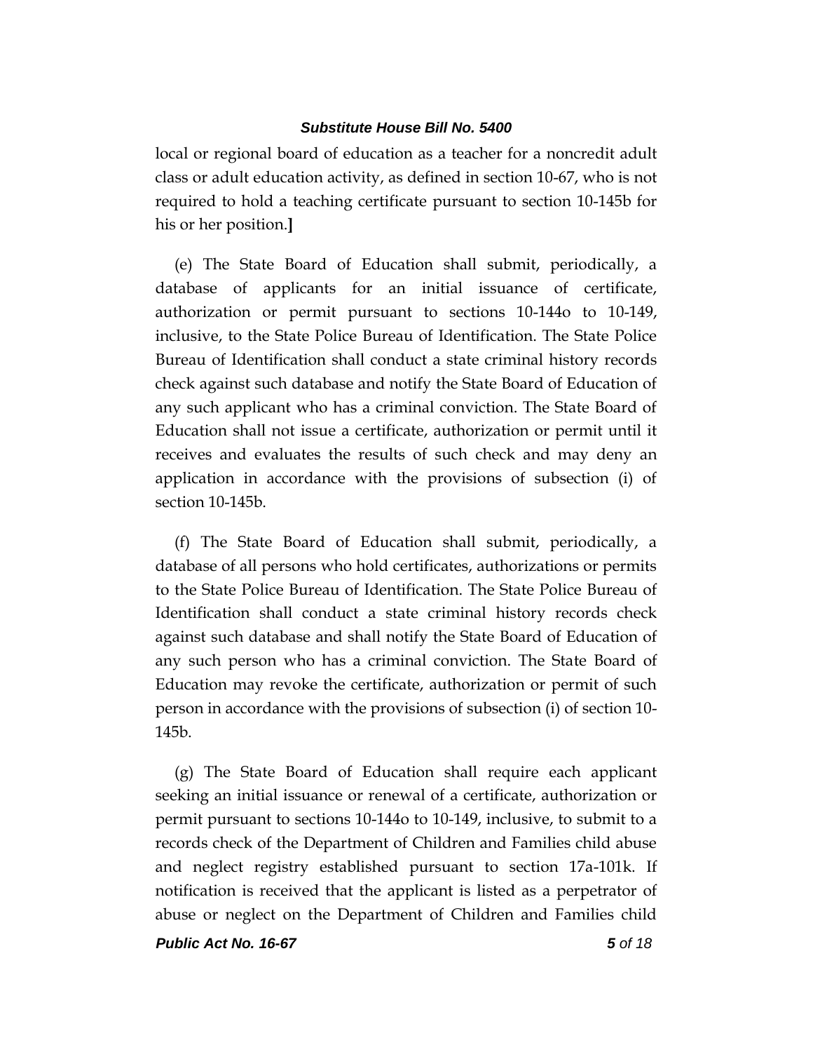local or regional board of education as a teacher for a noncredit adult class or adult education activity, as defined in section 10-67, who is not required to hold a teaching certificate pursuant to section 10-145b for his or her position.**]**

(e) The State Board of Education shall submit, periodically, a database of applicants for an initial issuance of certificate, authorization or permit pursuant to sections 10-144o to 10-149, inclusive, to the State Police Bureau of Identification. The State Police Bureau of Identification shall conduct a state criminal history records check against such database and notify the State Board of Education of any such applicant who has a criminal conviction. The State Board of Education shall not issue a certificate, authorization or permit until it receives and evaluates the results of such check and may deny an application in accordance with the provisions of subsection (i) of section 10-145b.

(f) The State Board of Education shall submit, periodically, a database of all persons who hold certificates, authorizations or permits to the State Police Bureau of Identification. The State Police Bureau of Identification shall conduct a state criminal history records check against such database and shall notify the State Board of Education of any such person who has a criminal conviction. The State Board of Education may revoke the certificate, authorization or permit of such person in accordance with the provisions of subsection (i) of section 10-145b.

(g) The State Board of Education shall require each applicant seeking an initial issuance or renewal of a certificate, authorization or permit pursuant to sections 10-144o to 10-149, inclusive, to submit to a records check of the Department of Children and Families child abuse and neglect registry established pursuant to section 17a-101k. If notification is received that the applicant is listed as a perpetrator of abuse or neglect on the Department of Children and Families child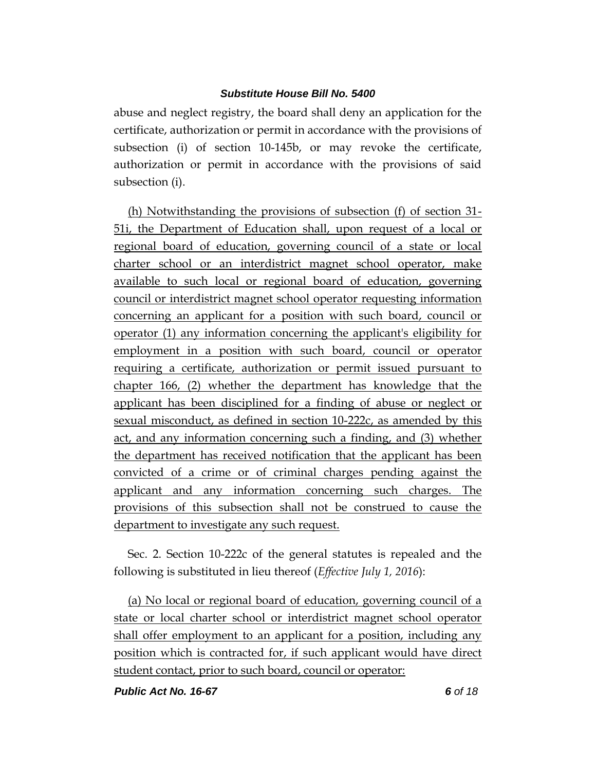abuse and neglect registry, the board shall deny an application for the certificate, authorization or permit in accordance with the provisions of subsection (i) of section 10-145b, or may revoke the certificate, authorization or permit in accordance with the provisions of said subsection (i).

<u>(h) Notwithstanding the provisions of subsection (f) of section 31-51i, the Department of Education shall, upon request of a local or regional board of education, governing council of a state or local charter school or an interdistrict magnet school operator, make available to such local or regional board of education, governing council or interdistrict magnet school operator requesting information concerning an applicant for a position with such board, council or operator (1) any information concerning the applicant's eligibility for employment in a position with such board, council or operator requiring a certificate, authorization or permit issued pursuant to chapter 166, (2) whether the department has knowledge that the applicant has been disciplined for a finding of abuse or neglect or sexual misconduct, as defined in section 10-222c, as amended by this act, and any information concerning such a finding, and (3) whether the department has received notification that the applicant has been convicted of a crime or of criminal charges pending against the applicant and any information concerning such charges. The provisions of this subsection shall not be construed to cause the department to investigate any such request.</u>

Sec. 2. Section 10-222c of the general statutes is repealed and the following is substituted in lieu thereof (*Effective July 1, 2016*):

<u>(a) No local or regional board of education, governing council of a state or local charter school or interdistrict magnet school operator shall offer employment to an applicant for a position, including any position which is contracted for, if such applicant would have direct student contact, prior to such board, council or operator:</u>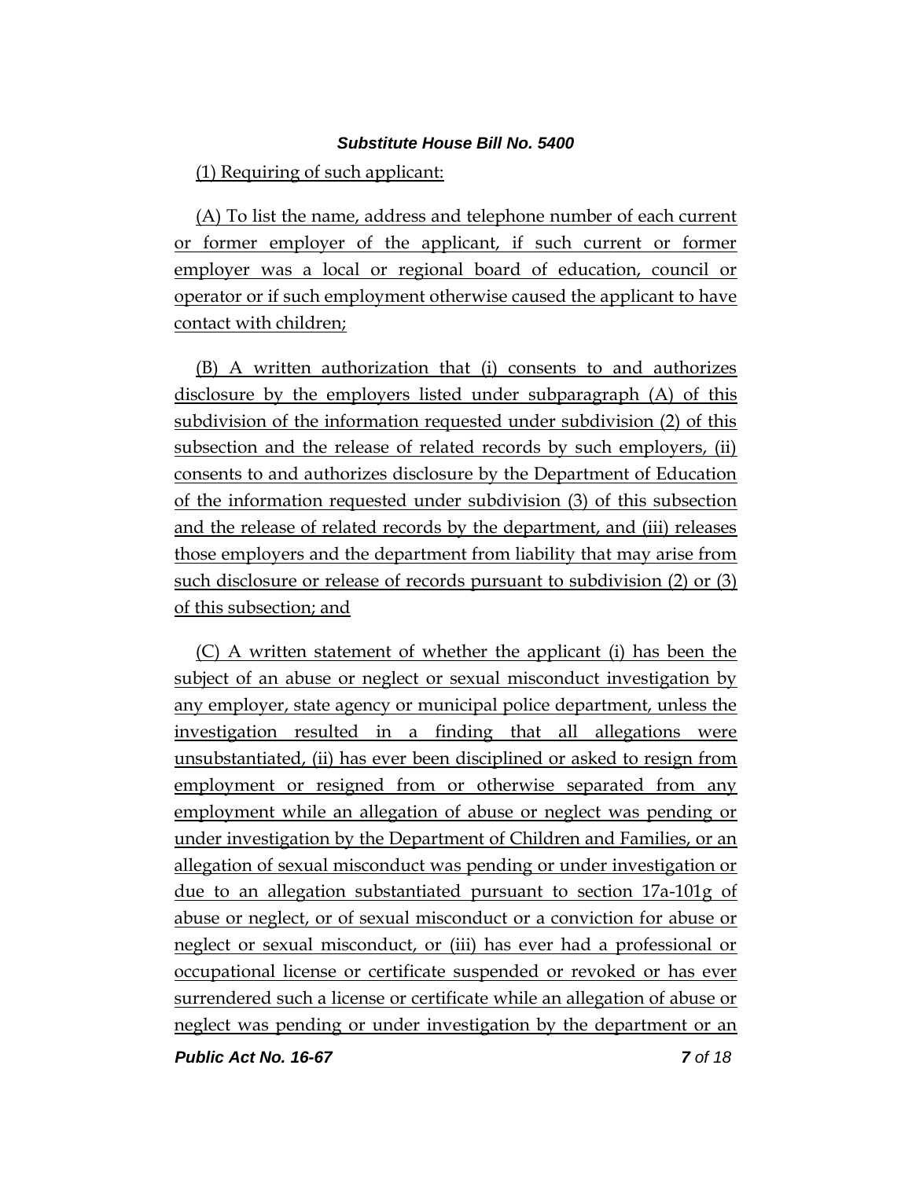(1) Requiring of such applicant:

(A) To list the name, address and telephone number of each current or former employer of the applicant, if such current or former employer was a local or regional board of education, council or operator or if such employment otherwise caused the applicant to have contact with children;

(B) A written authorization that (i) consents to and authorizes disclosure by the employers listed under subparagraph (A) of this subdivision of the information requested under subdivision (2) of this subsection and the release of related records by such employers, (ii) consents to and authorizes disclosure by the Department of Education of the information requested under subdivision (3) of this subsection and the release of related records by the department, and (iii) releases those employers and the department from liability that may arise from such disclosure or release of records pursuant to subdivision (2) or (3) of this subsection; and

(C) A written statement of whether the applicant (i) has been the subject of an abuse or neglect or sexual misconduct investigation by any employer, state agency or municipal police department, unless the investigation resulted in a finding that all allegations were unsubstantiated, (ii) has ever been disciplined or asked to resign from employment or resigned from or otherwise separated from any employment while an allegation of abuse or neglect was pending or under investigation by the Department of Children and Families, or an allegation of sexual misconduct was pending or under investigation or due to an allegation substantiated pursuant to section 17a-101g of abuse or neglect, or of sexual misconduct or a conviction for abuse or neglect or sexual misconduct, or (iii) has ever had a professional or occupational license or certificate suspended or revoked or has ever surrendered such a license or certificate while an allegation of abuse or neglect was pending or under investigation by the department or an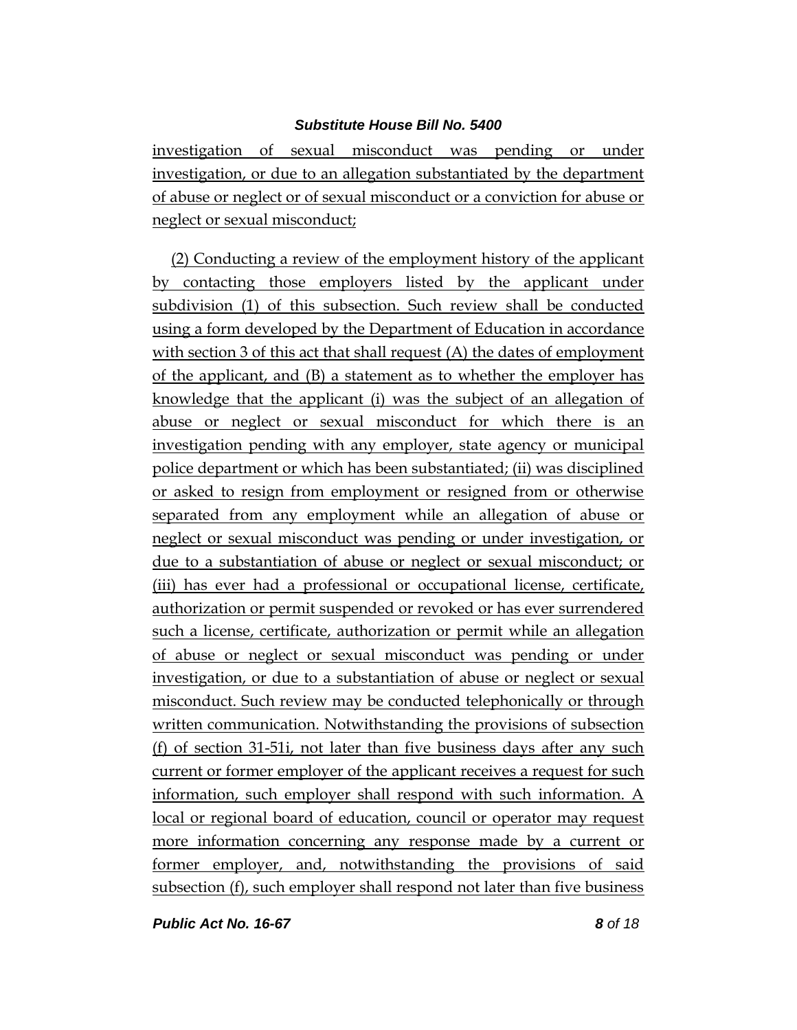investigation of sexual misconduct was pending or under investigation, or due to an allegation substantiated by the department of abuse or neglect or of sexual misconduct or a conviction for abuse or neglect or sexual misconduct;

(2) Conducting a review of the employment history of the applicant by contacting those employers listed by the applicant under subdivision (1) of this subsection. Such review shall be conducted using a form developed by the Department of Education in accordance with section 3 of this act that shall request (A) the dates of employment of the applicant, and (B) a statement as to whether the employer has knowledge that the applicant (i) was the subject of an allegation of abuse or neglect or sexual misconduct for which there is an investigation pending with any employer, state agency or municipal police department or which has been substantiated; (ii) was disciplined or asked to resign from employment or resigned from or otherwise separated from any employment while an allegation of abuse or neglect or sexual misconduct was pending or under investigation, or due to a substantiation of abuse or neglect or sexual misconduct; or (iii) has ever had a professional or occupational license, certificate, authorization or permit suspended or revoked or has ever surrendered such a license, certificate, authorization or permit while an allegation of abuse or neglect or sexual misconduct was pending or under investigation, or due to a substantiation of abuse or neglect or sexual misconduct. Such review may be conducted telephonically or through written communication. Notwithstanding the provisions of subsection (f) of section 31-51i, not later than five business days after any such current or former employer of the applicant receives a request for such information, such employer shall respond with such information. A local or regional board of education, council or operator may request more information concerning any response made by a current or former employer, and, notwithstanding the provisions of said subsection (f), such employer shall respond not later than five business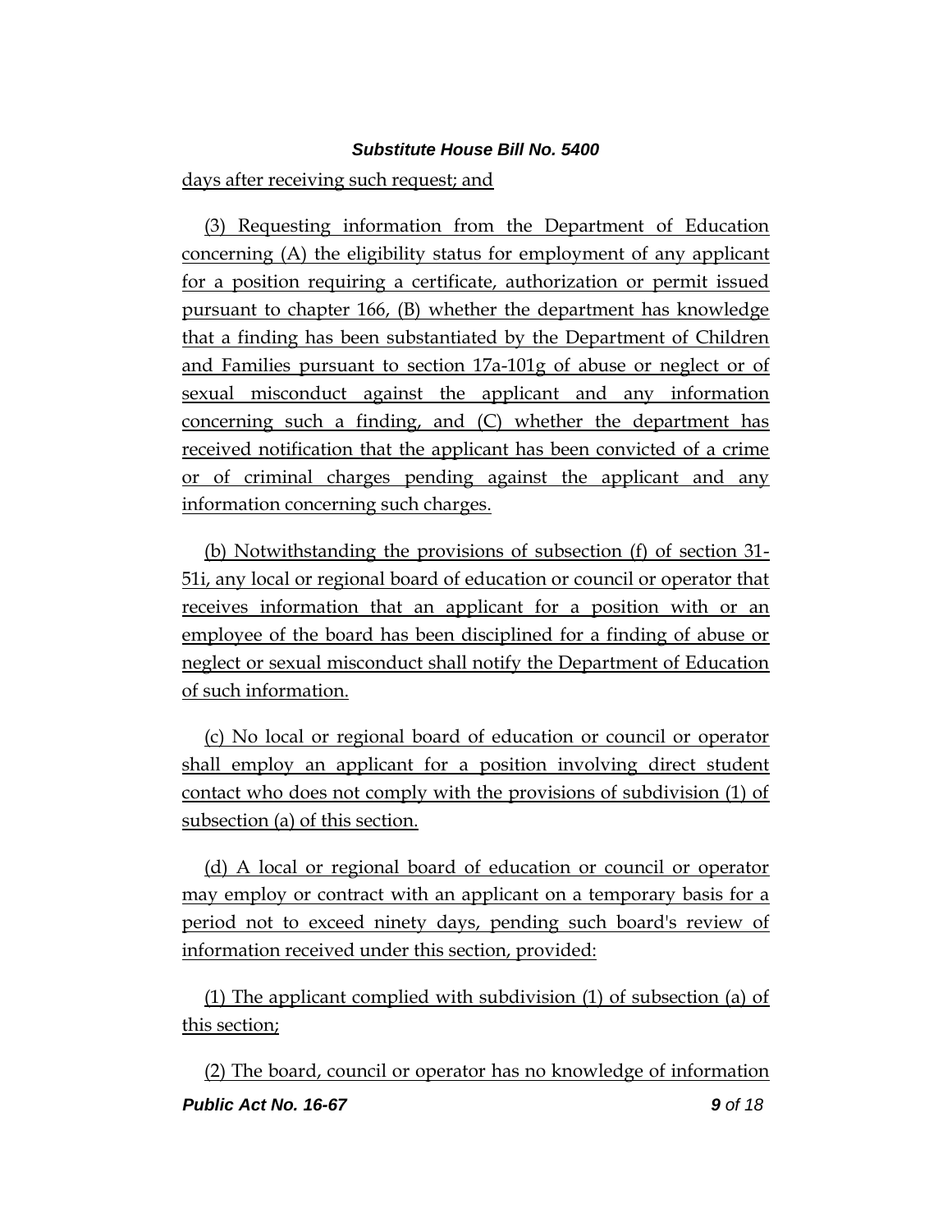days after receiving such request; and

(3) Requesting information from the Department of Education concerning (A) the eligibility status for employment of any applicant for a position requiring a certificate, authorization or permit issued pursuant to chapter 166, (B) whether the department has knowledge that a finding has been substantiated by the Department of Children and Families pursuant to section 17a-101g of abuse or neglect or of sexual misconduct against the applicant and any information concerning such a finding, and (C) whether the department has received notification that the applicant has been convicted of a crime or of criminal charges pending against the applicant and any information concerning such charges.

(b) Notwithstanding the provisions of subsection (f) of section 31-51i, any local or regional board of education or council or operator that receives information that an applicant for a position with or an employee of the board has been disciplined for a finding of abuse or neglect or sexual misconduct shall notify the Department of Education of such information.

(c) No local or regional board of education or council or operator shall employ an applicant for a position involving direct student contact who does not comply with the provisions of subdivision (1) of subsection (a) of this section.

(d) A local or regional board of education or council or operator may employ or contract with an applicant on a temporary basis for a period not to exceed ninety days, pending such board's review of information received under this section, provided:

(1) The applicant complied with subdivision (1) of subsection (a) of this section;

(2) The board, council or operator has no knowledge of information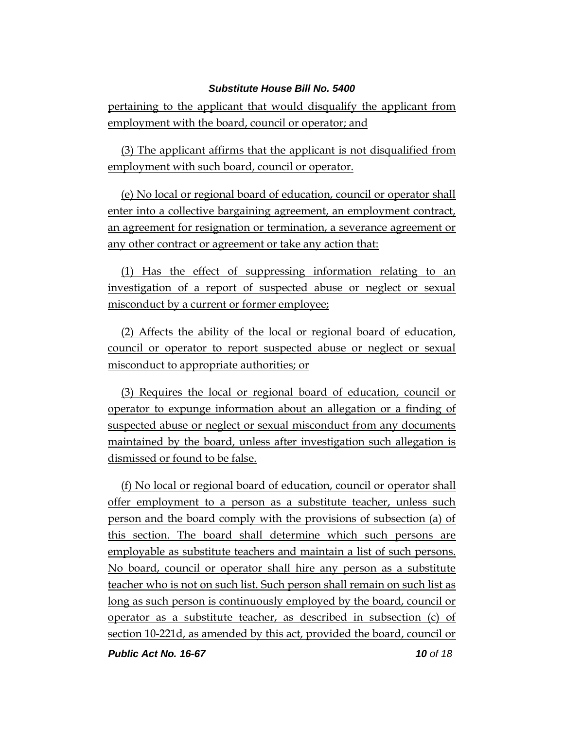pertaining to the applicant that would disqualify the applicant from employment with the board, council or operator; and

(3) The applicant affirms that the applicant is not disqualified from employment with such board, council or operator.

(e) No local or regional board of education, council or operator shall enter into a collective bargaining agreement, an employment contract, an agreement for resignation or termination, a severance agreement or any other contract or agreement or take any action that:

(1) Has the effect of suppressing information relating to an investigation of a report of suspected abuse or neglect or sexual misconduct by a current or former employee;

(2) Affects the ability of the local or regional board of education, council or operator to report suspected abuse or neglect or sexual misconduct to appropriate authorities; or

(3) Requires the local or regional board of education, council or operator to expunge information about an allegation or a finding of suspected abuse or neglect or sexual misconduct from any documents maintained by the board, unless after investigation such allegation is dismissed or found to be false.

(f) No local or regional board of education, council or operator shall offer employment to a person as a substitute teacher, unless such person and the board comply with the provisions of subsection (a) of this section. The board shall determine which such persons are employable as substitute teachers and maintain a list of such persons. No board, council or operator shall hire any person as a substitute teacher who is not on such list. Such person shall remain on such list as long as such person is continuously employed by the board, council or operator as a substitute teacher, as described in subsection (c) of section 10-221d, as amended by this act, provided the board, council or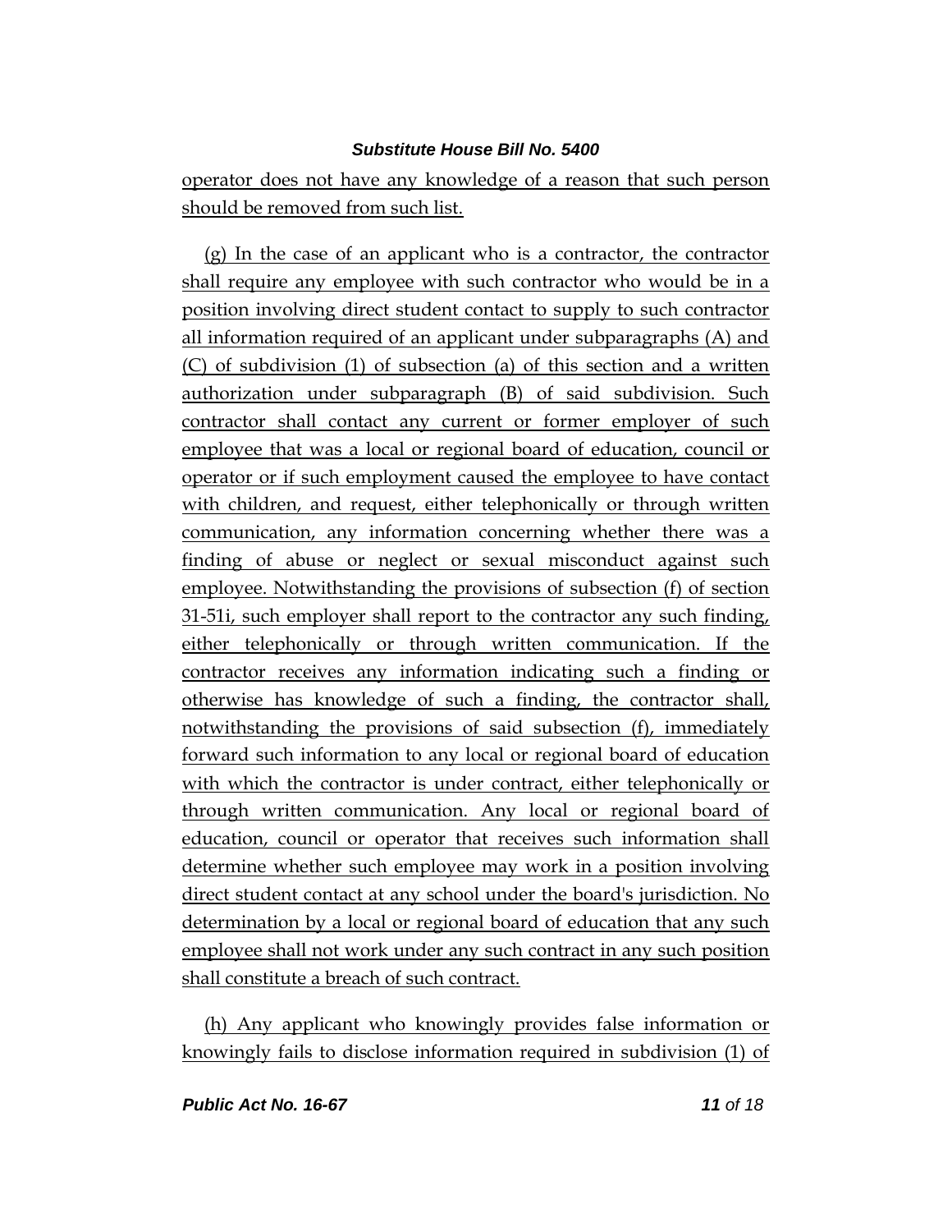operator does not have any knowledge of a reason that such person should be removed from such list.

(g) In the case of an applicant who is a contractor, the contractor shall require any employee with such contractor who would be in a position involving direct student contact to supply to such contractor all information required of an applicant under subparagraphs (A) and (C) of subdivision (1) of subsection (a) of this section and a written authorization under subparagraph (B) of said subdivision. Such contractor shall contact any current or former employer of such employee that was a local or regional board of education, council or operator or if such employment caused the employee to have contact with children, and request, either telephonically or through written communication, any information concerning whether there was a finding of abuse or neglect or sexual misconduct against such employee. Notwithstanding the provisions of subsection (f) of section 31-51i, such employer shall report to the contractor any such finding, either telephonically or through written communication. If the contractor receives any information indicating such a finding or otherwise has knowledge of such a finding, the contractor shall, notwithstanding the provisions of said subsection (f), immediately forward such information to any local or regional board of education with which the contractor is under contract, either telephonically or through written communication. Any local or regional board of education, council or operator that receives such information shall determine whether such employee may work in a position involving direct student contact at any school under the board's jurisdiction. No determination by a local or regional board of education that any such employee shall not work under any such contract in any such position shall constitute a breach of such contract.

(h) Any applicant who knowingly provides false information or knowingly fails to disclose information required in subdivision (1) of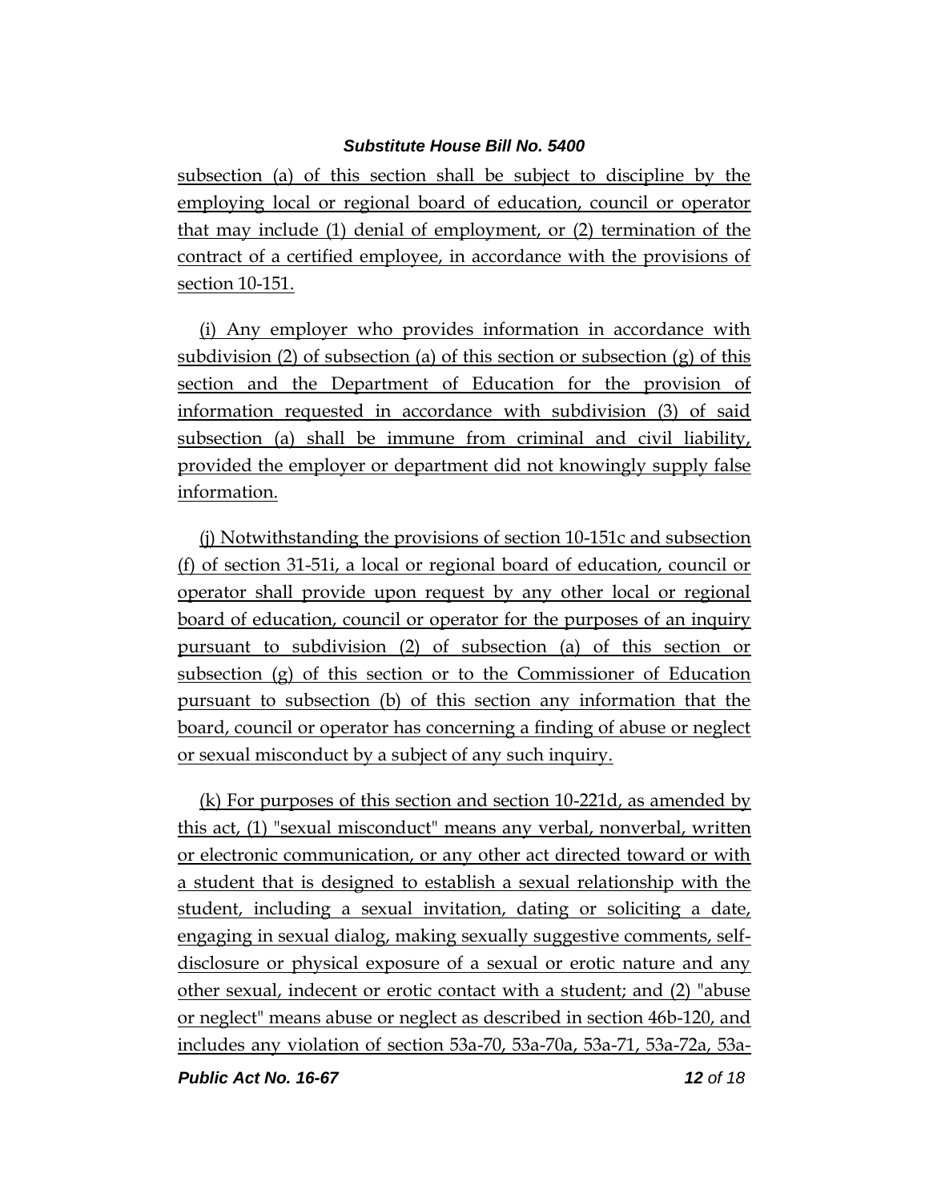subsection (a) of this section shall be subject to discipline by the employing local or regional board of education, council or operator that may include (1) denial of employment, or (2) termination of the contract of a certified employee, in accordance with the provisions of section 10-151.

(i) Any employer who provides information in accordance with subdivision (2) of subsection (a) of this section or subsection (g) of this section and the Department of Education for the provision of information requested in accordance with subdivision (3) of said subsection (a) shall be immune from criminal and civil liability, provided the employer or department did not knowingly supply false information.

(j) Notwithstanding the provisions of section 10-151c and subsection (f) of section 31-51i, a local or regional board of education, council or operator shall provide upon request by any other local or regional board of education, council or operator for the purposes of an inquiry pursuant to subdivision (2) of subsection (a) of this section or subsection (g) of this section or to the Commissioner of Education pursuant to subsection (b) of this section any information that the board, council or operator has concerning a finding of abuse or neglect or sexual misconduct by a subject of any such inquiry.

(k) For purposes of this section and section 10-221d, as amended by this act, (1) "sexual misconduct" means any verbal, nonverbal, written or electronic communication, or any other act directed toward or with a student that is designed to establish a sexual relationship with the student, including a sexual invitation, dating or soliciting a date, engaging in sexual dialog, making sexually suggestive comments, self-disclosure or physical exposure of a sexual or erotic nature and any other sexual, indecent or erotic contact with a student; and (2) "abuse or neglect" means abuse or neglect as described in section 46b-120, and includes any violation of section 53a-70, 53a-70a, 53a-71, 53a-72a, 53a-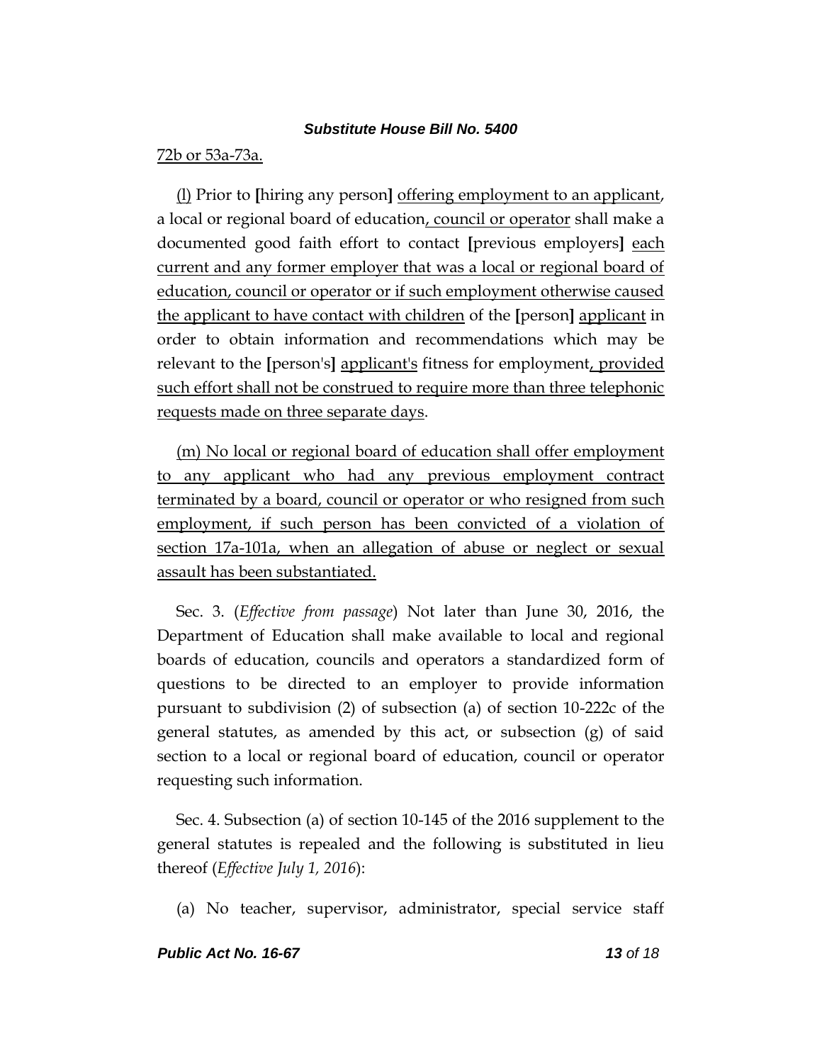72b or 53a-73a.

(l) Prior to [hiring any person] offering employment to an applicant, a local or regional board of education, council or operator shall make a documented good faith effort to contact [previous employers] each current and any former employer that was a local or regional board of education, council or operator or if such employment otherwise caused the applicant to have contact with children of the [person] applicant in order to obtain information and recommendations which may be relevant to the [person's] applicant's fitness for employment, provided such effort shall not be construed to require more than three telephonic requests made on three separate days.

(m) No local or regional board of education shall offer employment to any applicant who had any previous employment contract terminated by a board, council or operator or who resigned from such employment, if such person has been convicted of a violation of section 17a-101a, when an allegation of abuse or neglect or sexual assault has been substantiated.

Sec. 3. (*Effective from passage*) Not later than June 30, 2016, the Department of Education shall make available to local and regional boards of education, councils and operators a standardized form of questions to be directed to an employer to provide information pursuant to subdivision (2) of subsection (a) of section 10-222c of the general statutes, as amended by this act, or subsection (g) of said section to a local or regional board of education, council or operator requesting such information.

Sec. 4. Subsection (a) of section 10-145 of the 2016 supplement to the general statutes is repealed and the following is substituted in lieu thereof (*Effective July 1, 2016*):

(a) No teacher, supervisor, administrator, special service staff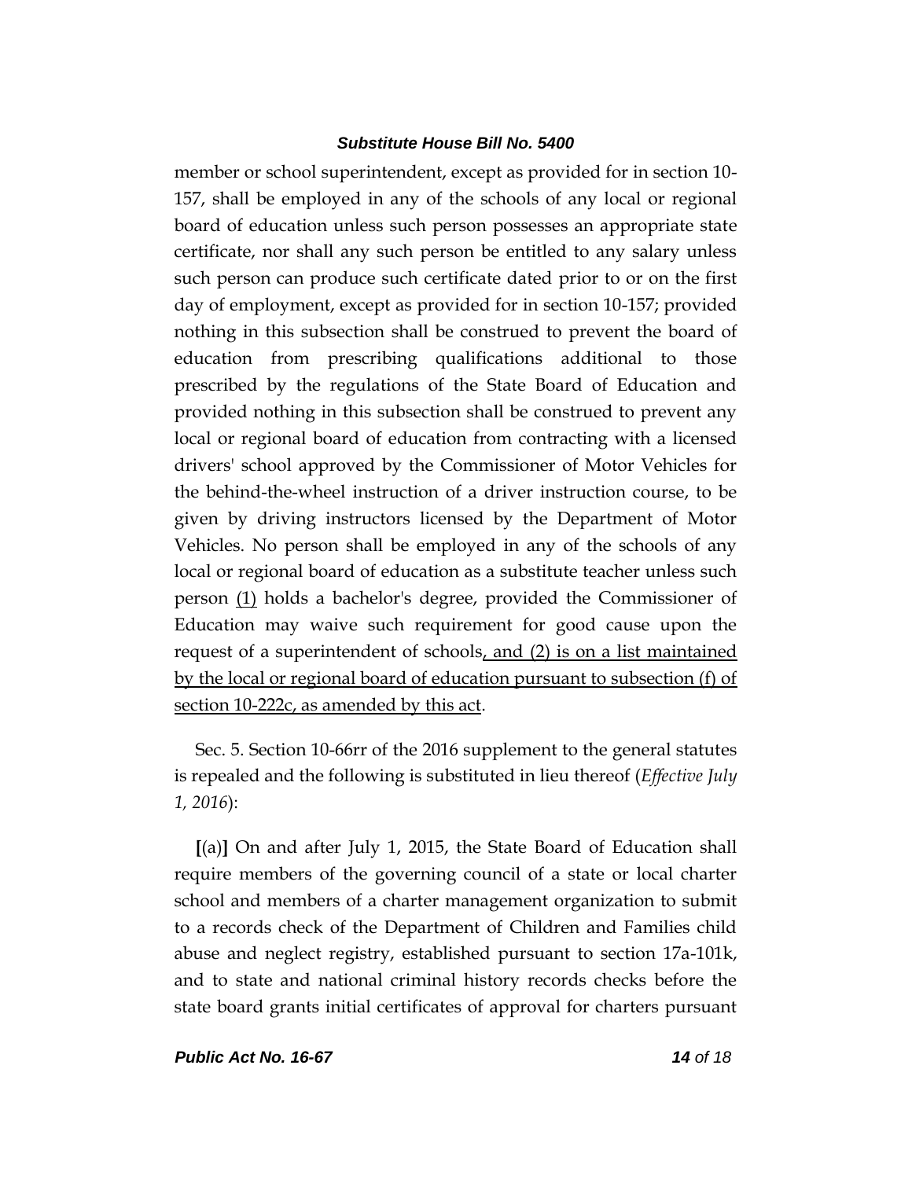member or school superintendent, except as provided for in section 10-157, shall be employed in any of the schools of any local or regional board of education unless such person possesses an appropriate state certificate, nor shall any such person be entitled to any salary unless such person can produce such certificate dated prior to or on the first day of employment, except as provided for in section 10-157; provided nothing in this subsection shall be construed to prevent the board of education from prescribing qualifications additional to those prescribed by the regulations of the State Board of Education and provided nothing in this subsection shall be construed to prevent any local or regional board of education from contracting with a licensed drivers' school approved by the Commissioner of Motor Vehicles for the behind-the-wheel instruction of a driver instruction course, to be given by driving instructors licensed by the Department of Motor Vehicles. No person shall be employed in any of the schools of any local or regional board of education as a substitute teacher unless such person <u>(1)</u> holds a bachelor's degree, provided the Commissioner of Education may waive such requirement for good cause upon the request of a superintendent of schools<u>, and (2) is on a list maintained by the local or regional board of education pursuant to subsection (f) of section 10-222c, as amended by this act</u>.

Sec. 5. Section 10-66rr of the 2016 supplement to the general statutes is repealed and the following is substituted in lieu thereof (*Effective July 1, 2016*):

**[**(a)**]** On and after July 1, 2015, the State Board of Education shall require members of the governing council of a state or local charter school and members of a charter management organization to submit to a records check of the Department of Children and Families child abuse and neglect registry, established pursuant to section 17a-101k, and to state and national criminal history records checks before the state board grants initial certificates of approval for charters pursuant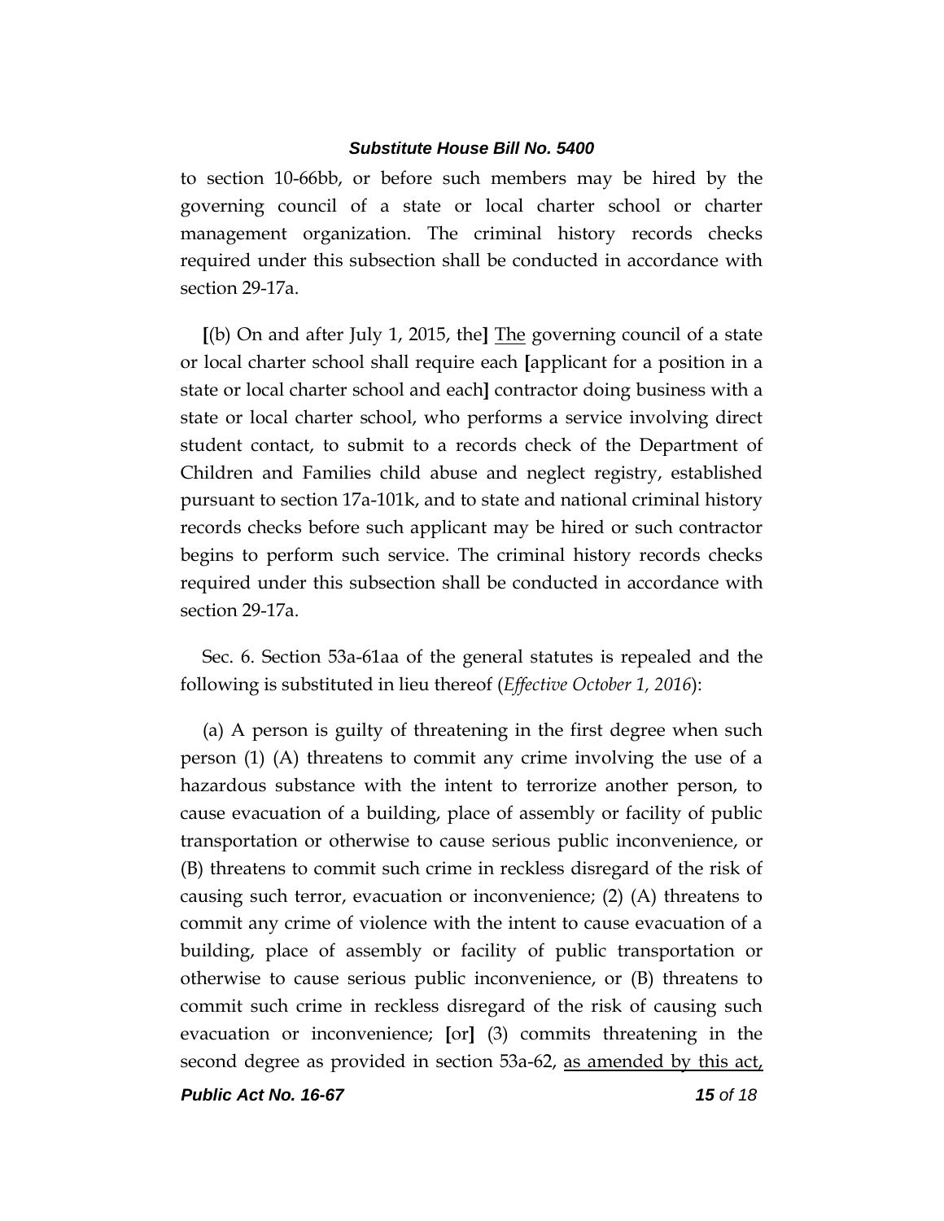to section 10-66bb, or before such members may be hired by the governing council of a state or local charter school or charter management organization. The criminal history records checks required under this subsection shall be conducted in accordance with section 29-17a.

[(b) On and after July 1, 2015, the] <u>The</u> governing council of a state or local charter school shall require each [applicant for a position in a state or local charter school and each] contractor doing business with a state or local charter school, who performs a service involving direct student contact, to submit to a records check of the Department of Children and Families child abuse and neglect registry, established pursuant to section 17a-101k, and to state and national criminal history records checks before such applicant may be hired or such contractor begins to perform such service. The criminal history records checks required under this subsection shall be conducted in accordance with section 29-17a.

Sec. 6. Section 53a-61aa of the general statutes is repealed and the following is substituted in lieu thereof (*Effective October 1, 2016*):

(a) A person is guilty of threatening in the first degree when such person (1) (A) threatens to commit any crime involving the use of a hazardous substance with the intent to terrorize another person, to cause evacuation of a building, place of assembly or facility of public transportation or otherwise to cause serious public inconvenience, or (B) threatens to commit such crime in reckless disregard of the risk of causing such terror, evacuation or inconvenience; (2) (A) threatens to commit any crime of violence with the intent to cause evacuation of a building, place of assembly or facility of public transportation or otherwise to cause serious public inconvenience, or (B) threatens to commit such crime in reckless disregard of the risk of causing such evacuation or inconvenience; [or] (3) commits threatening in the second degree as provided in section 53a-62, <u>as amended by this act,</u>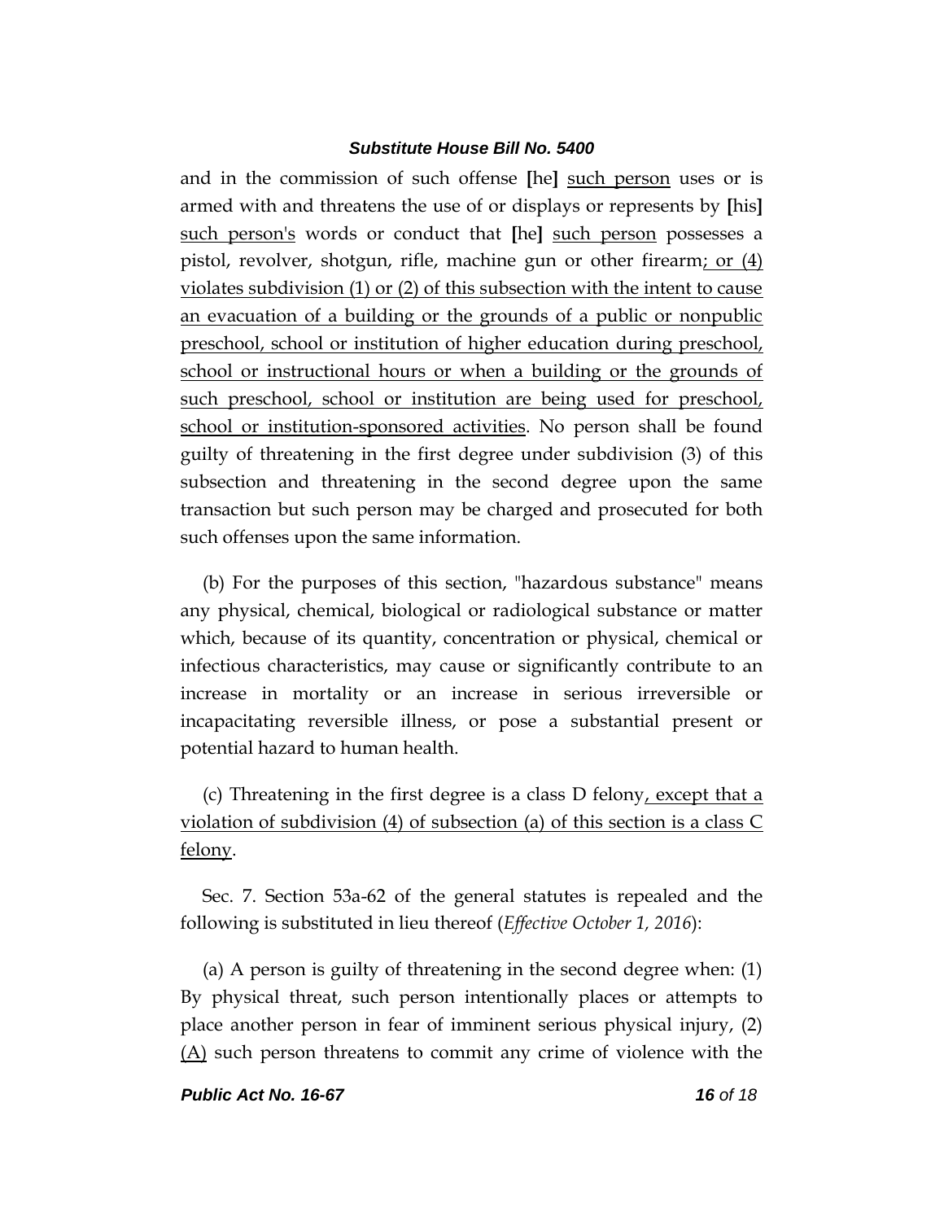and in the commission of such offense [he] <u>such person</u> uses or is armed with and threatens the use of or displays or represents by [his] <u>such person's</u> words or conduct that [he] <u>such person</u> possesses a pistol, revolver, shotgun, rifle, machine gun or other firearm<u>; or (4) violates subdivision (1) or (2) of this subsection with the intent to cause an evacuation of a building or the grounds of a public or nonpublic preschool, school or institution of higher education during preschool, school or instructional hours or when a building or the grounds of such preschool, school or institution are being used for preschool, school or institution-sponsored activities</u>. No person shall be found guilty of threatening in the first degree under subdivision (3) of this subsection and threatening in the second degree upon the same transaction but such person may be charged and prosecuted for both such offenses upon the same information.

(b) For the purposes of this section, "hazardous substance" means any physical, chemical, biological or radiological substance or matter which, because of its quantity, concentration or physical, chemical or infectious characteristics, may cause or significantly contribute to an increase in mortality or an increase in serious irreversible or incapacitating reversible illness, or pose a substantial present or potential hazard to human health.

(c) Threatening in the first degree is a class D felony<u>, except that a violation of subdivision (4) of subsection (a) of this section is a class C felony</u>.

Sec. 7. Section 53a-62 of the general statutes is repealed and the following is substituted in lieu thereof (*Effective October 1, 2016*):

(a) A person is guilty of threatening in the second degree when: (1) By physical threat, such person intentionally places or attempts to place another person in fear of imminent serious physical injury, (2) <u>(A)</u> such person threatens to commit any crime of violence with the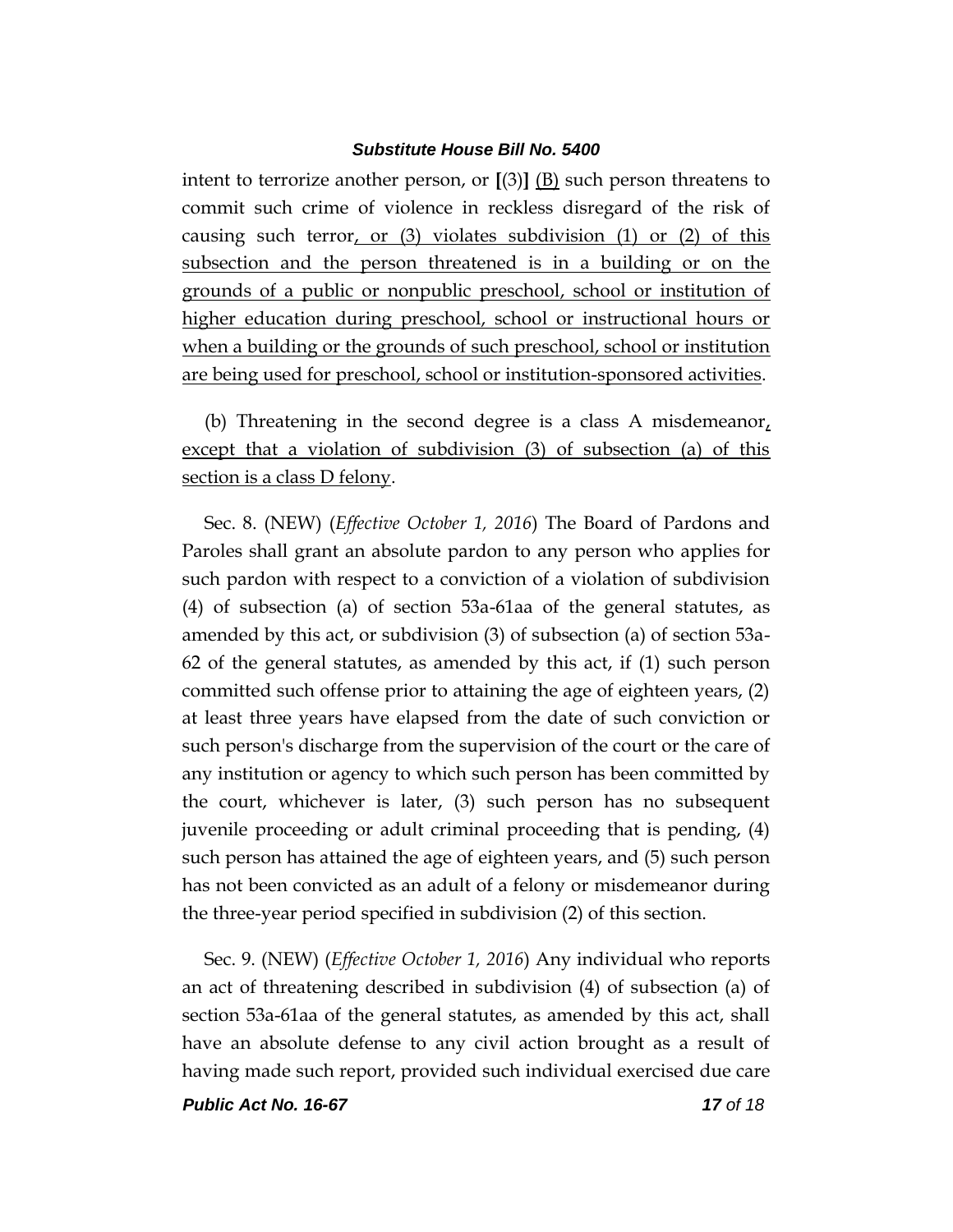intent to terrorize another person, or **[**(3)**]** <u>(B)</u> such person threatens to commit such crime of violence in reckless disregard of the risk of causing such terror<u>, or (3) violates subdivision (1) or (2) of this subsection and the person threatened is in a building or on the grounds of a public or nonpublic preschool, school or institution of higher education during preschool, school or instructional hours or when a building or the grounds of such preschool, school or institution are being used for preschool, school or institution-sponsored activities</u>.

(b) Threatening in the second degree is a class A misdemeanor<u>, except that a violation of subdivision (3) of subsection (a) of this section is a class D felony</u>.

Sec. 8. (NEW) (*Effective October 1, 2016*) The Board of Pardons and Paroles shall grant an absolute pardon to any person who applies for such pardon with respect to a conviction of a violation of subdivision (4) of subsection (a) of section 53a-61aa of the general statutes, as amended by this act, or subdivision (3) of subsection (a) of section 53a-62 of the general statutes, as amended by this act, if (1) such person committed such offense prior to attaining the age of eighteen years, (2) at least three years have elapsed from the date of such conviction or such person's discharge from the supervision of the court or the care of any institution or agency to which such person has been committed by the court, whichever is later, (3) such person has no subsequent juvenile proceeding or adult criminal proceeding that is pending, (4) such person has attained the age of eighteen years, and (5) such person has not been convicted as an adult of a felony or misdemeanor during the three-year period specified in subdivision (2) of this section.

Sec. 9. (NEW) (*Effective October 1, 2016*) Any individual who reports an act of threatening described in subdivision (4) of subsection (a) of section 53a-61aa of the general statutes, as amended by this act, shall have an absolute defense to any civil action brought as a result of having made such report, provided such individual exercised due care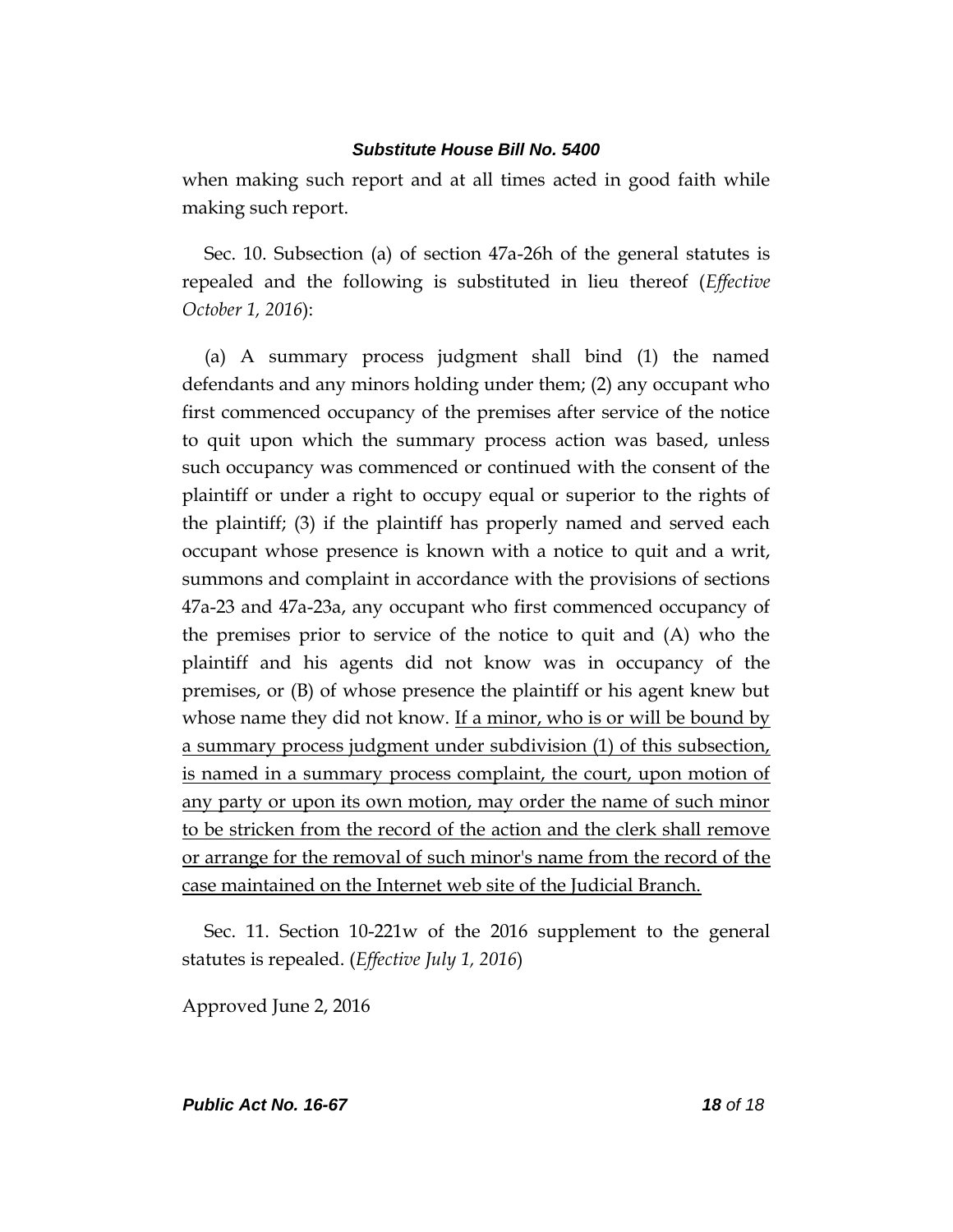when making such report and at all times acted in good faith while making such report.

Sec. 10. Subsection (a) of section 47a-26h of the general statutes is repealed and the following is substituted in lieu thereof (*Effective October 1, 2016*):

(a) A summary process judgment shall bind (1) the named defendants and any minors holding under them; (2) any occupant who first commenced occupancy of the premises after service of the notice to quit upon which the summary process action was based, unless such occupancy was commenced or continued with the consent of the plaintiff or under a right to occupy equal or superior to the rights of the plaintiff; (3) if the plaintiff has properly named and served each occupant whose presence is known with a notice to quit and a writ, summons and complaint in accordance with the provisions of sections 47a-23 and 47a-23a, any occupant who first commenced occupancy of the premises prior to service of the notice to quit and (A) who the plaintiff and his agents did not know was in occupancy of the premises, or (B) of whose presence the plaintiff or his agent knew but whose name they did not know. <u>If a minor, who is or will be bound by a summary process judgment under subdivision (1) of this subsection, is named in a summary process complaint, the court, upon motion of any party or upon its own motion, may order the name of such minor to be stricken from the record of the action and the clerk shall remove or arrange for the removal of such minor's name from the record of the case maintained on the Internet web site of the Judicial Branch.</u>

Sec. 11. Section 10-221w of the 2016 supplement to the general statutes is repealed. (*Effective July 1, 2016*)

Approved June 2, 2016